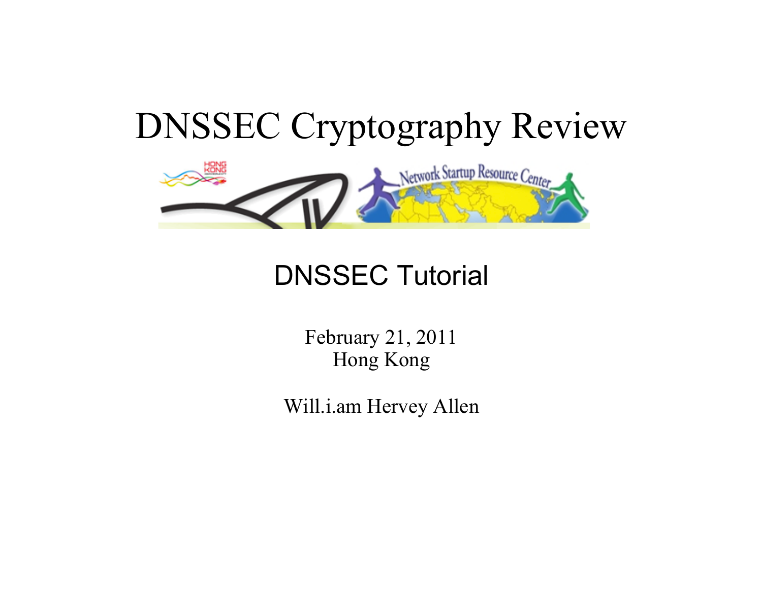# DNSSEC Cryptography Review

## DNSSEC Tutorial

February 21, 2011
Hong Kong

Will.i.am Hervey Allen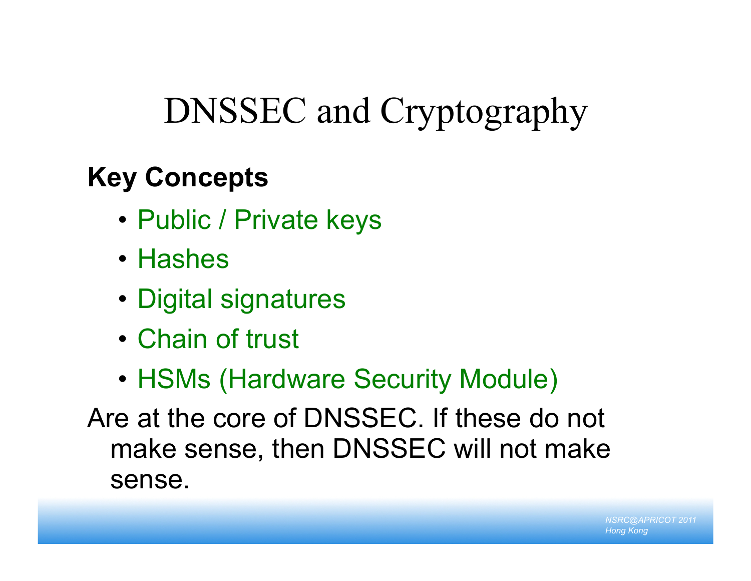# DNSSEC and Cryptography

**Key Concepts**

- Public / Private keys
- Hashes
- Digital signatures
- Chain of trust
- HSMs (Hardware Security Module)

Are at the core of DNSSEC. If these do not make sense, then DNSSEC will not make sense.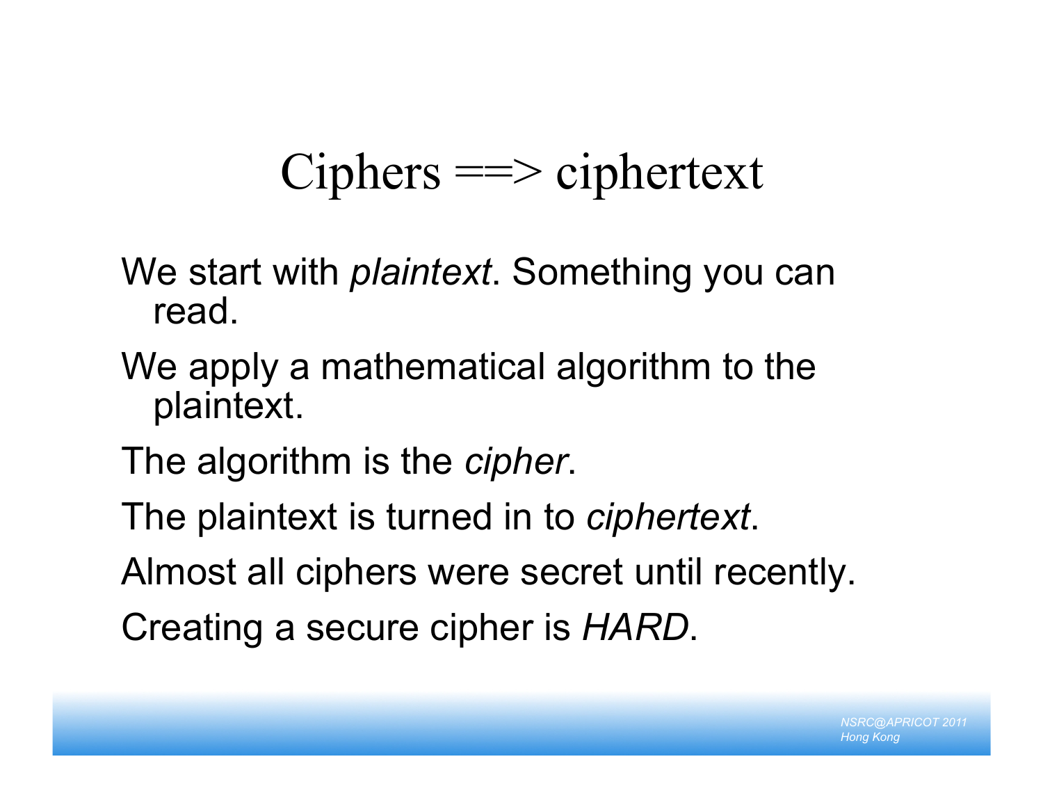# Ciphers ==> ciphertext

We start with *plaintext*. Something you can read.

We apply a mathematical algorithm to the plaintext.

The algorithm is the *cipher*.

The plaintext is turned in to *ciphertext*.

Almost all ciphers were secret until recently.

Creating a secure cipher is *HARD*.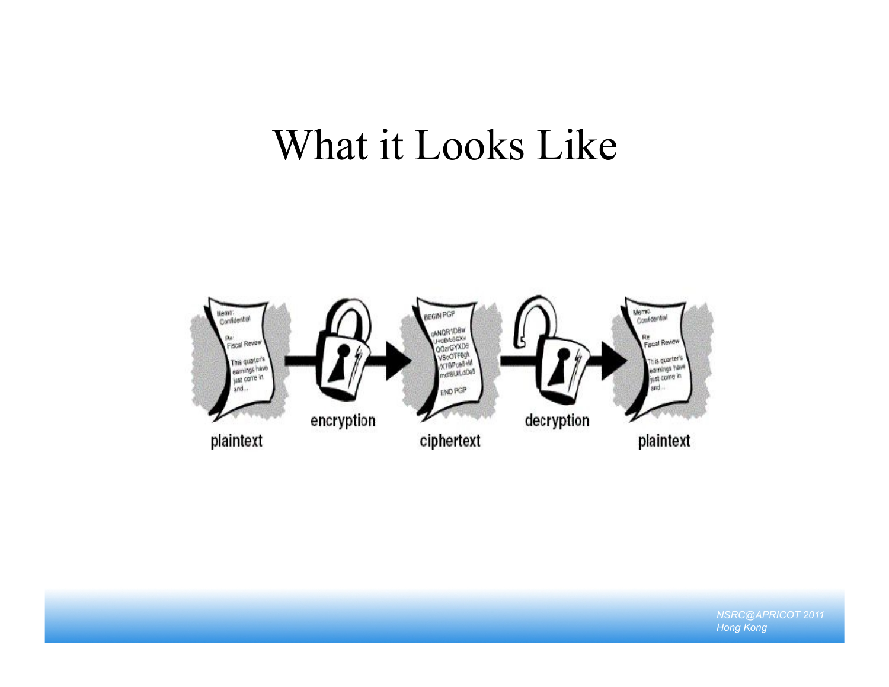# What it Looks Like

plaintext → encryption → ciphertext → decryption → plaintext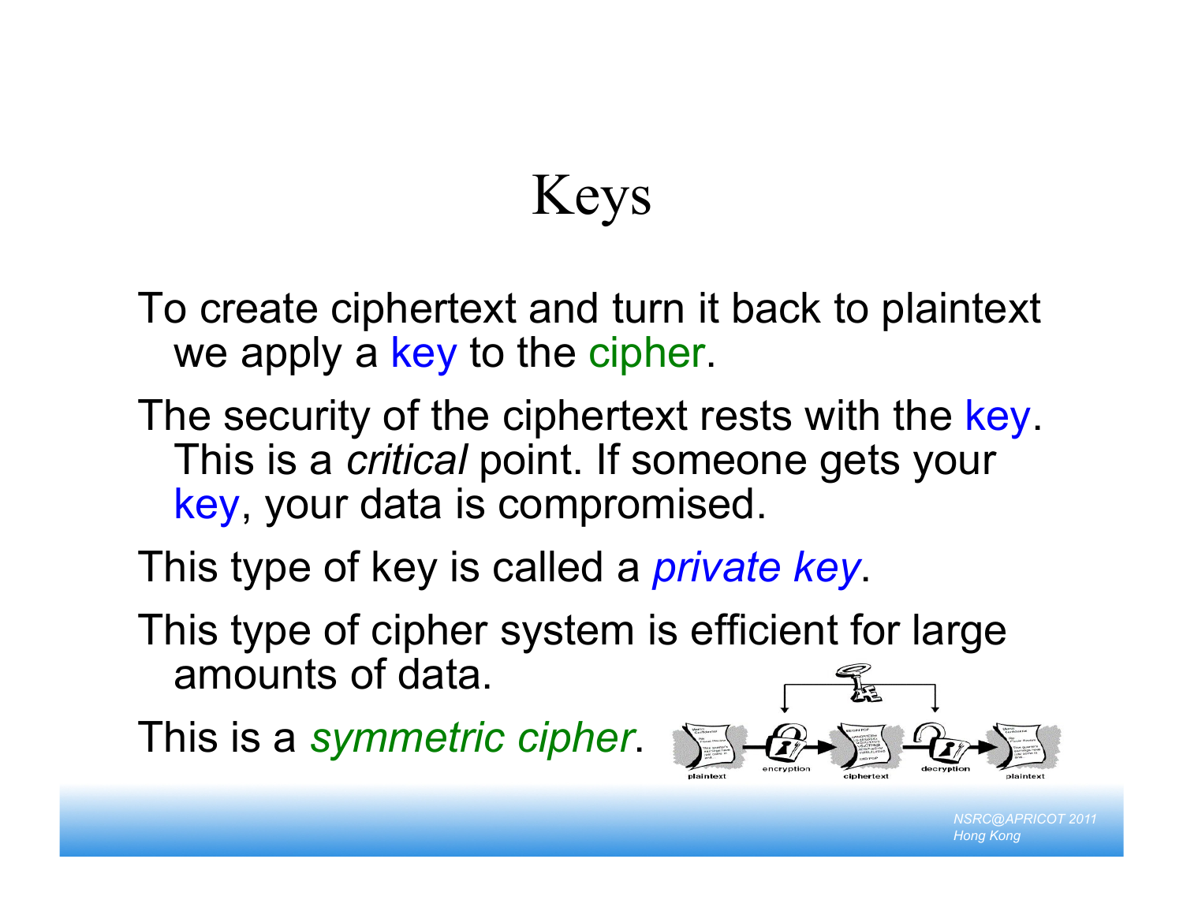# Keys

To create ciphertext and turn it back to plaintext we apply a key to the cipher.

The security of the ciphertext rests with the key. This is a *critical* point. If someone gets your key, your data is compromised.

This type of key is called a *private key*.

This type of cipher system is efficient for large amounts of data.

This is a *symmetric cipher*.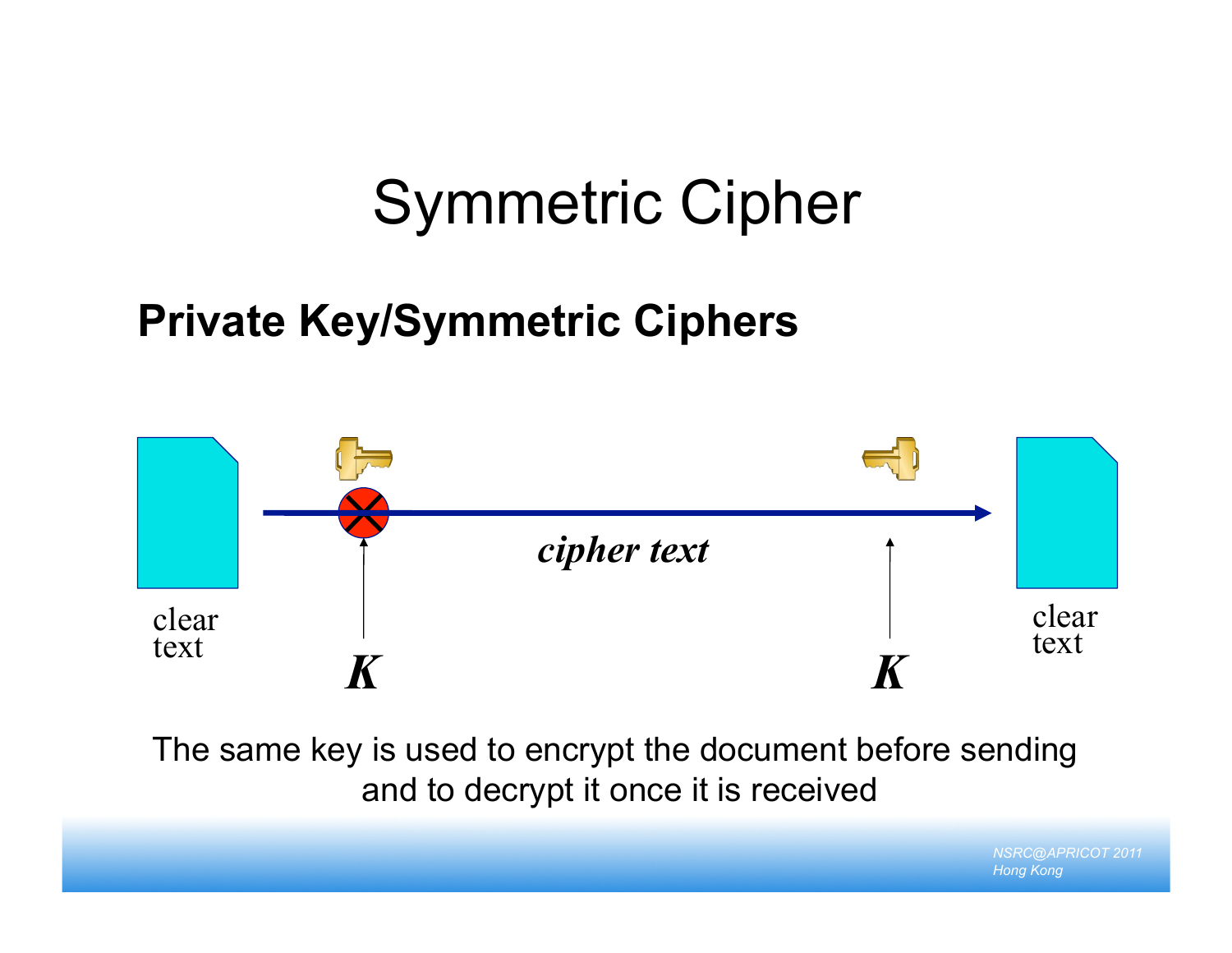# Symmetric Cipher

## Private Key/Symmetric Ciphers

clear text

*K*

***cipher text***

*K*

clear text

The same key is used to encrypt the document before sending and to decrypt it once it is received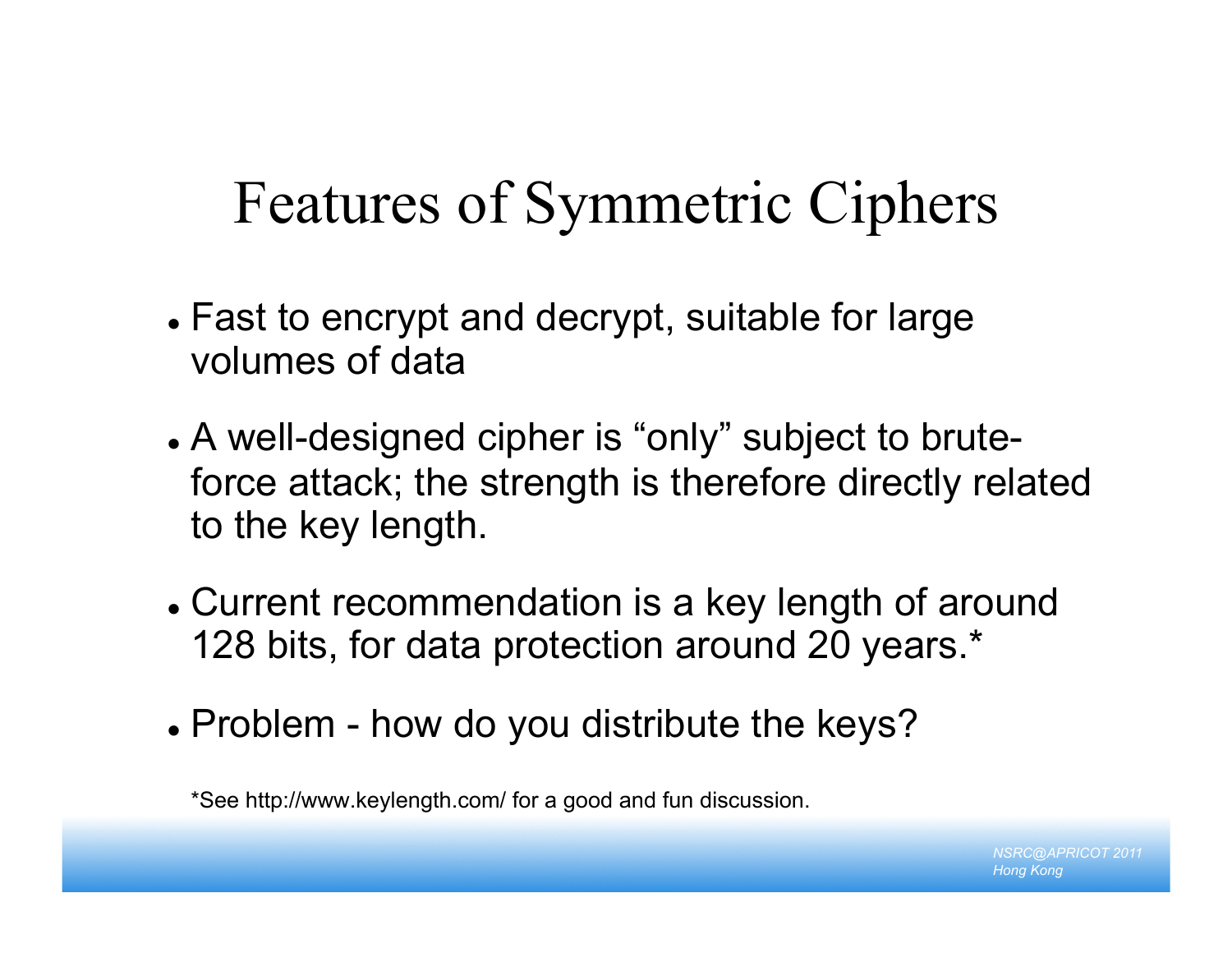# Features of Symmetric Ciphers

- Fast to encrypt and decrypt, suitable for large volumes of data
- A well-designed cipher is “only” subject to brute-force attack; the strength is therefore directly related to the key length.
- Current recommendation is a key length of around 128 bits, for data protection around 20 years.*
- Problem - how do you distribute the keys?

*See http://www.keylength.com/ for a good and fun discussion.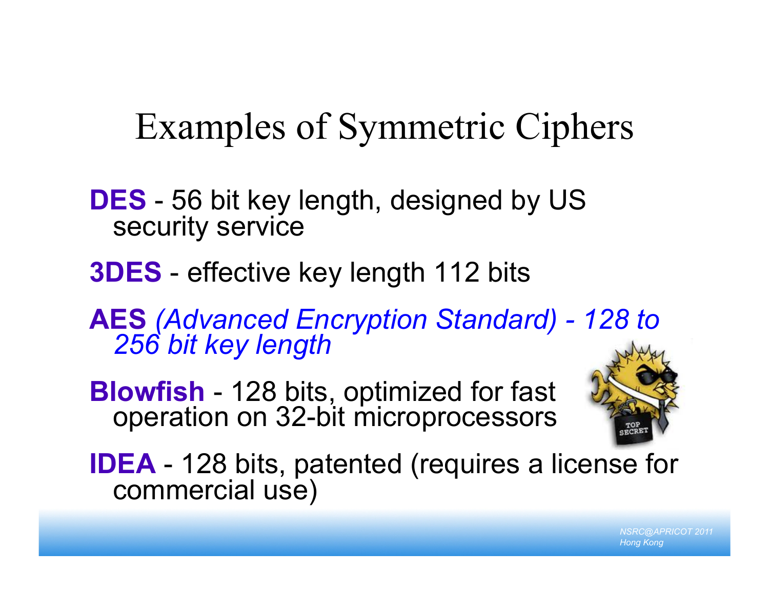# Examples of Symmetric Ciphers

**DES** - 56 bit key length, designed by US security service

**3DES** - effective key length 112 bits

**AES** *(Advanced Encryption Standard) - 128 to 256 bit key length*

**Blowfish** - 128 bits, optimized for fast operation on 32-bit microprocessors

**IDEA** - 128 bits, patented (requires a license for commercial use)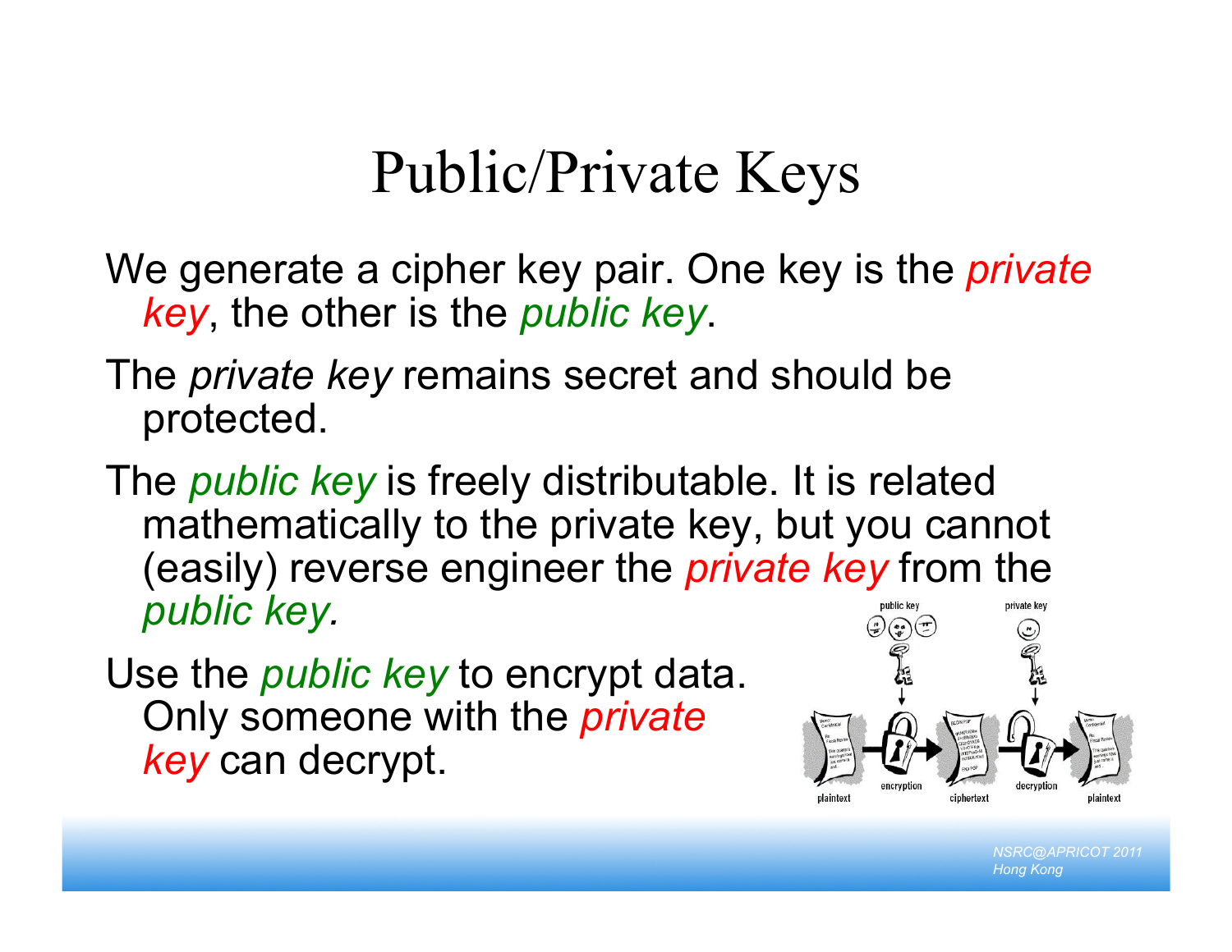# Public/Private Keys

We generate a cipher key pair. One key is the *private key*, the other is the *public key*.

The *private key* remains secret and should be protected.

The *public key* is freely distributable. It is related mathematically to the private key, but you cannot (easily) reverse engineer the *private key* from the *public key.*

Use the *public key* to encrypt data. Only someone with the *private key* can decrypt.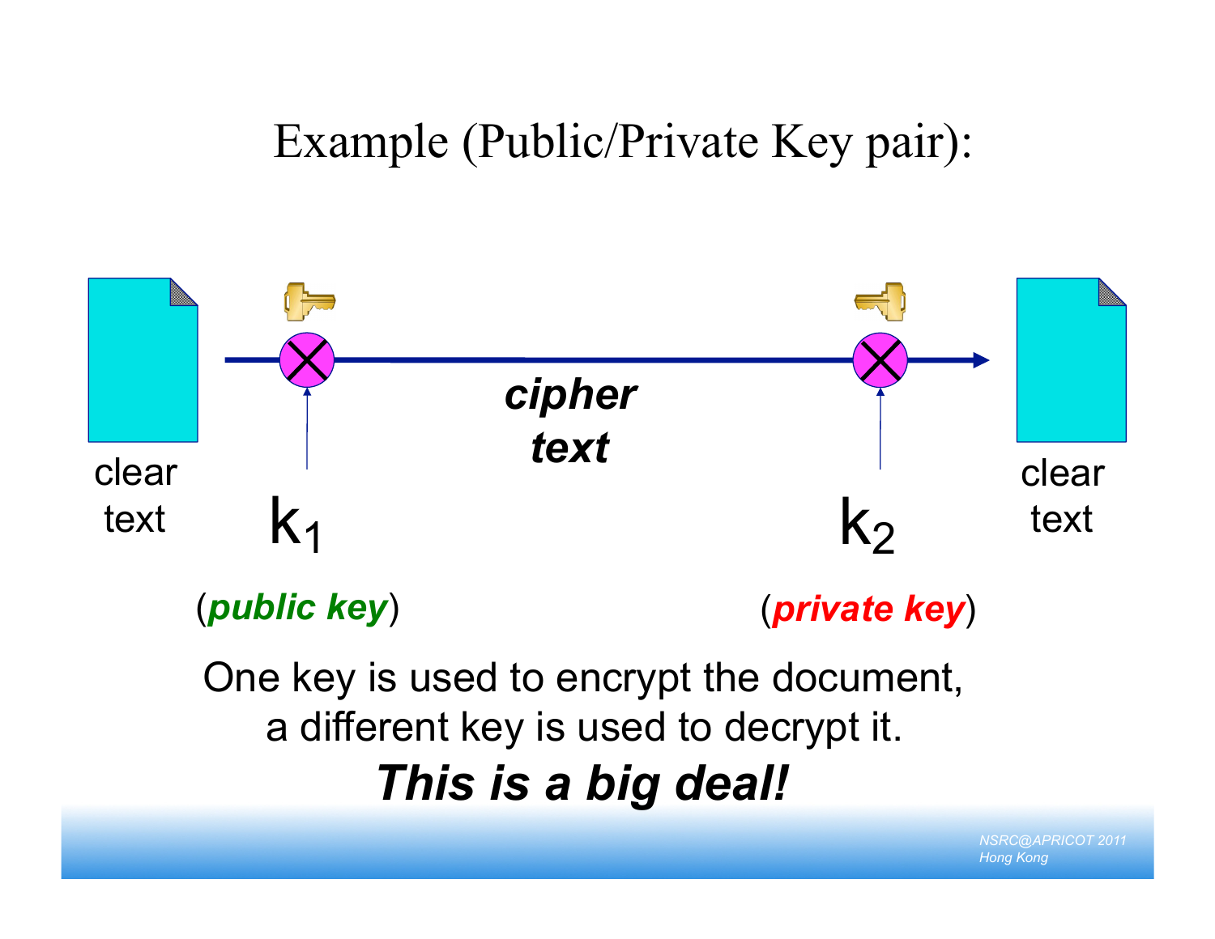# Example (Public/Private Key pair):

clear text

$k_1$

(***public key***)

***cipher text***

$k_2$

(***private key***)

clear text

One key is used to encrypt the document, a different key is used to decrypt it.

***This is a big deal!***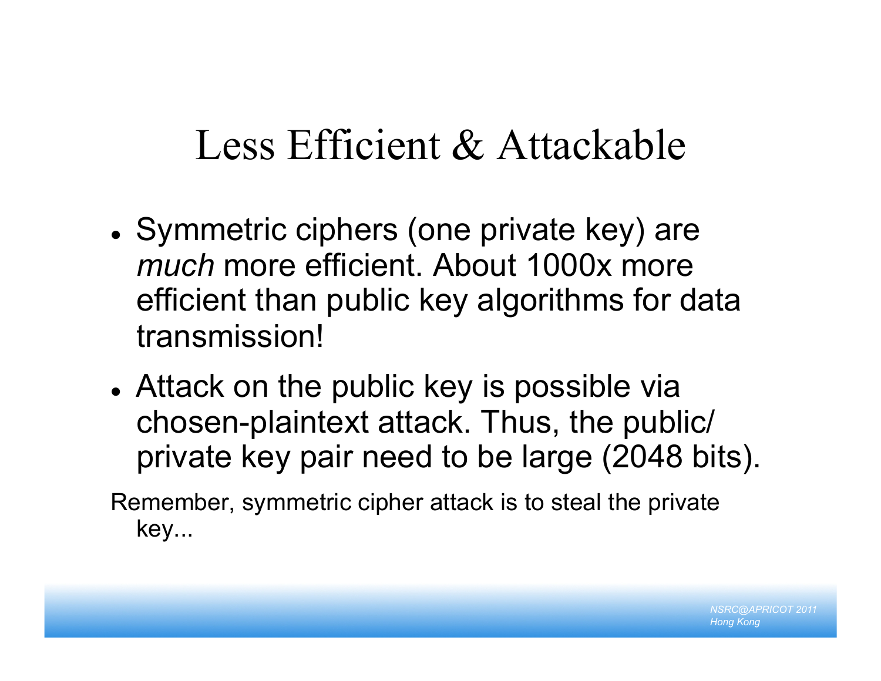# Less Efficient & Attackable

- Symmetric ciphers (one private key) are *much* more efficient. About 1000x more efficient than public key algorithms for data transmission!
- Attack on the public key is possible via chosen-plaintext attack. Thus, the public/ private key pair need to be large (2048 bits).

Remember, symmetric cipher attack is to steal the private key...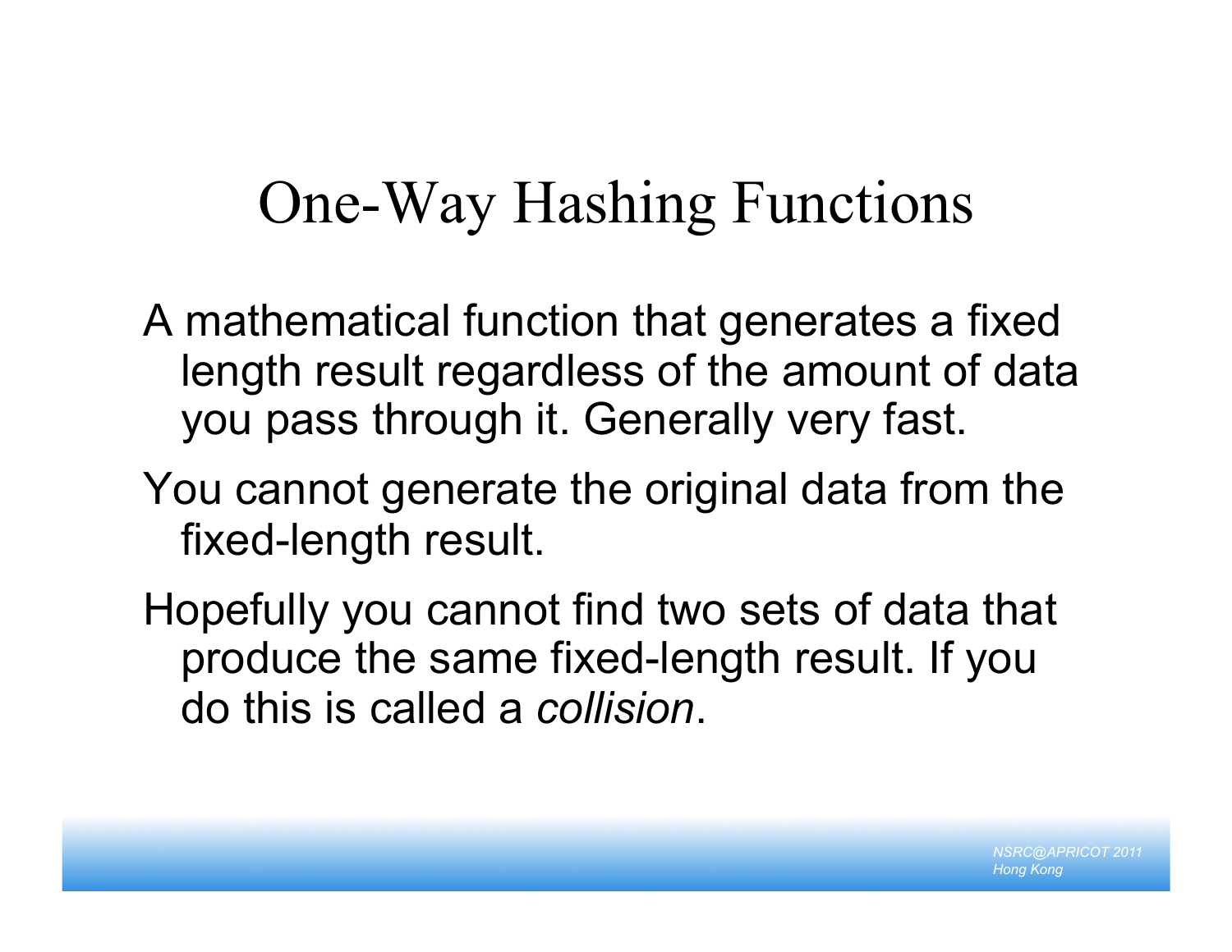# One-Way Hashing Functions

A mathematical function that generates a fixed length result regardless of the amount of data you pass through it. Generally very fast.

You cannot generate the original data from the fixed-length result.

Hopefully you cannot find two sets of data that produce the same fixed-length result. If you do this is called a *collision*.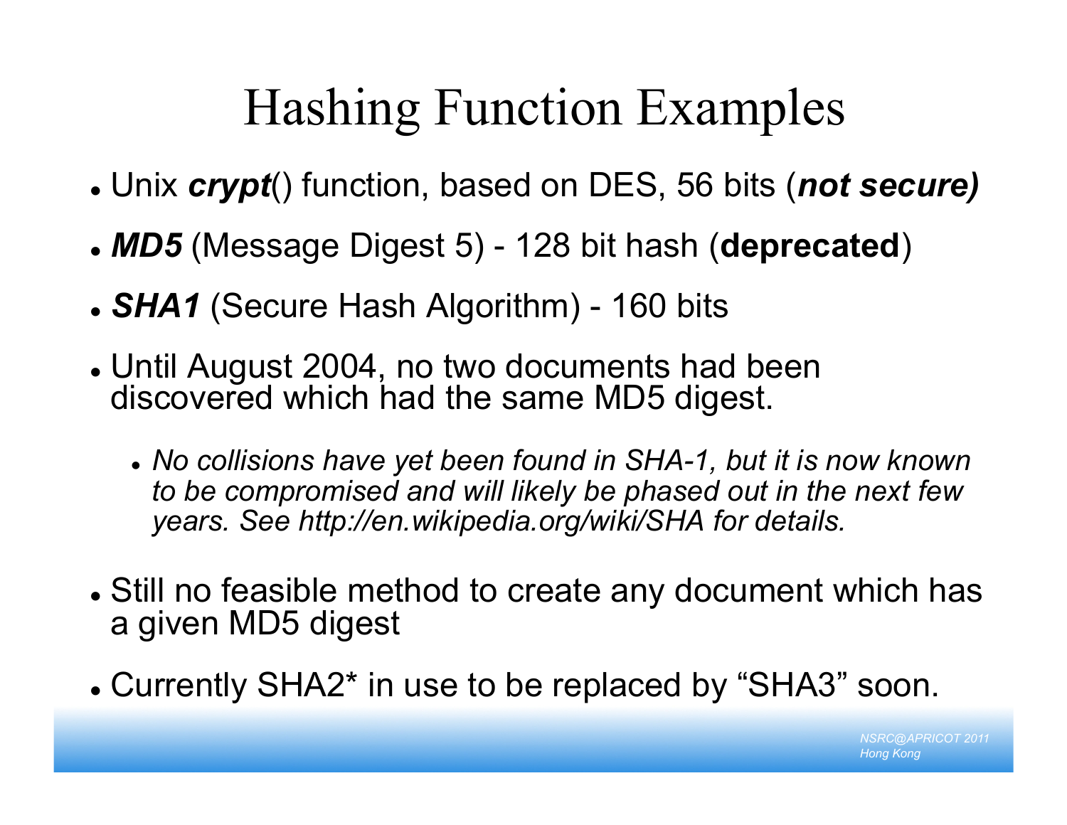# Hashing Function Examples

- Unix ***crypt***() function, based on DES, 56 bits (***not secure)***
- ***MD5*** (Message Digest 5) - 128 bit hash (**deprecated**)
- ***SHA1*** (Secure Hash Algorithm) - 160 bits
- Until August 2004, no two documents had been discovered which had the same MD5 digest.
  - *No collisions have yet been found in SHA-1, but it is now known to be compromised and will likely be phased out in the next few years. See http://en.wikipedia.org/wiki/SHA for details.*
- Still no feasible method to create any document which has a given MD5 digest
- Currently SHA2* in use to be replaced by “SHA3” soon.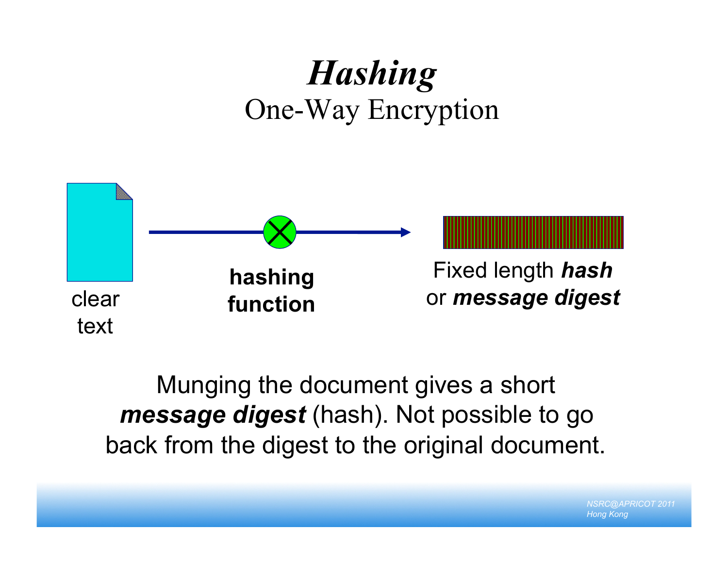# *Hashing*

## One-Way Encryption

clear text

**hashing function**

Fixed length ***hash*** or ***message digest***

Munging the document gives a short ***message digest*** (hash). Not possible to go back from the digest to the original document.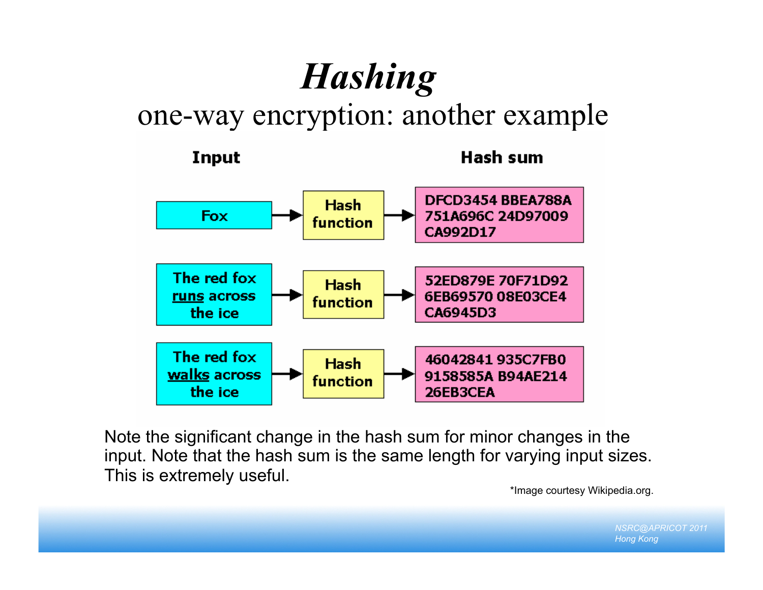# *Hashing*

## one-way encryption: another example

| Input | | Hash sum |
|---|---|---|
| Fox | Hash function | DFCD3454 BBEA788A 751A696C 24D97009 CA992D17 |
| The red fox <u>runs</u> across the ice | Hash function | 52ED879E 70F71D92 6EB69570 08E03CE4 CA6945D3 |
| The red fox <u>walks</u> across the ice | Hash function | 46042841 935C7FB0 9158585A B94AE214 26EB3CEA |

Note the significant change in the hash sum for minor changes in the input. Note that the hash sum is the same length for varying input sizes. This is extremely useful.

*Image courtesy Wikipedia.org.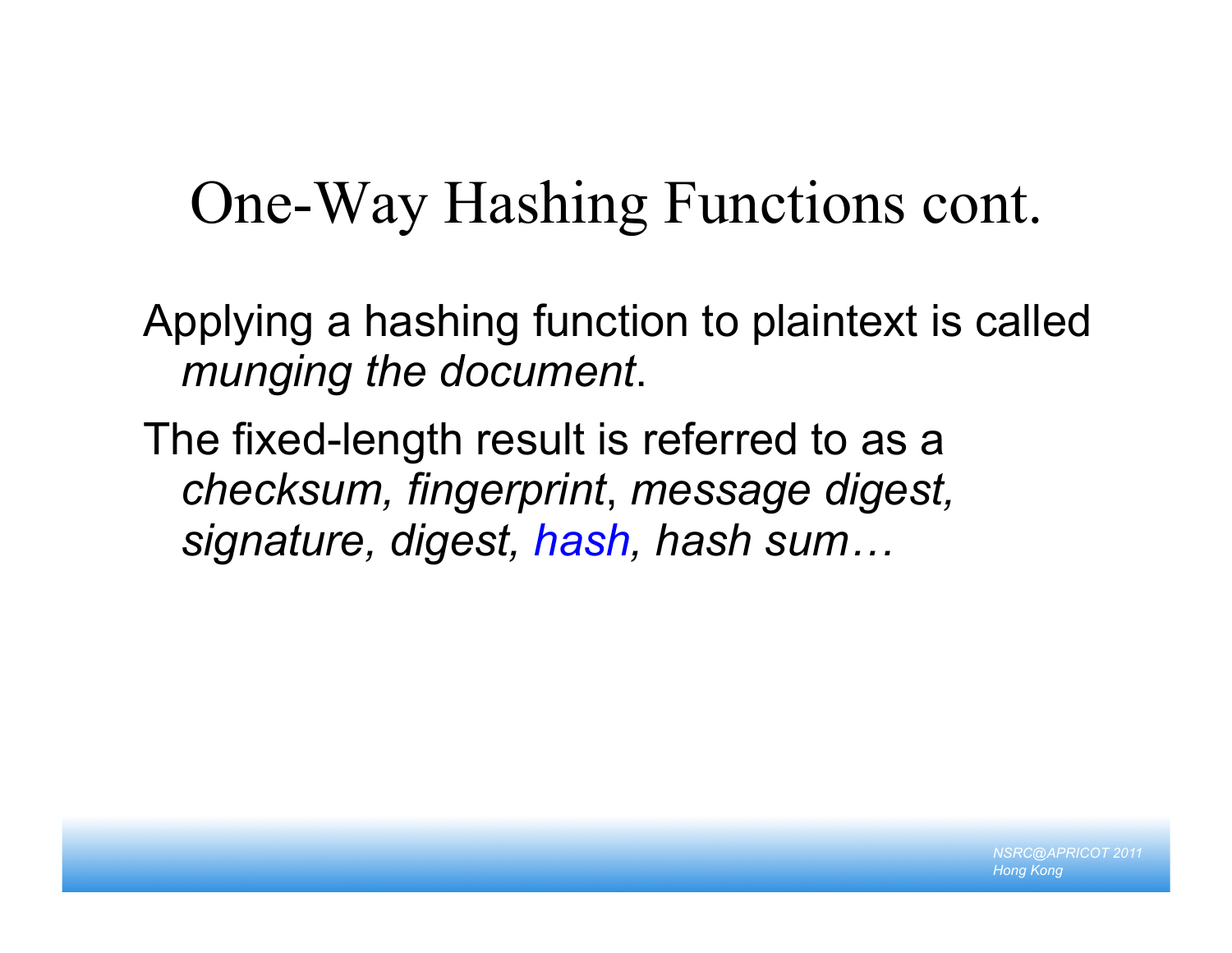# One-Way Hashing Functions cont.

Applying a hashing function to plaintext is called *munging the document*.

The fixed-length result is referred to as a *checksum, fingerprint*, *message digest, signature, digest, hash, hash sum…*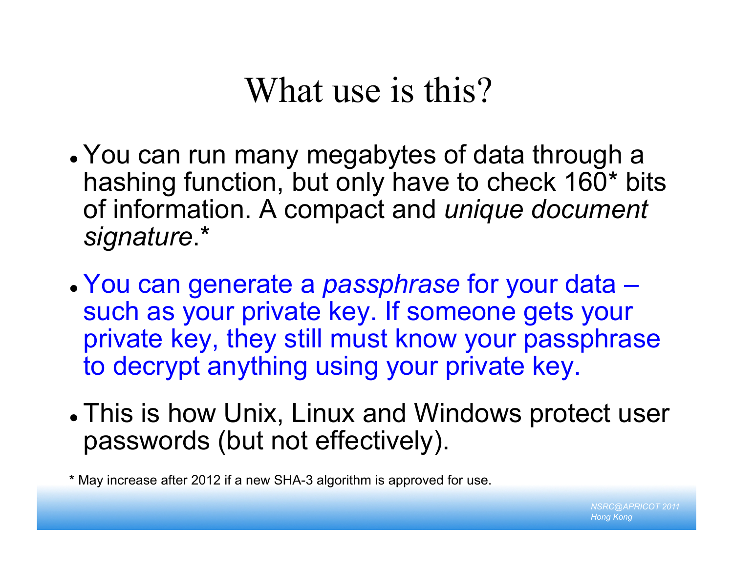# What use is this?

- You can run many megabytes of data through a hashing function, but only have to check 160* bits of information. A compact and *unique document signature*.*

- You can generate a *passphrase* for your data – such as your private key. If someone gets your private key, they still must know your passphrase to decrypt anything using your private key.

- This is how Unix, Linux and Windows protect user passwords (but not effectively).

**\*** May increase after 2012 if a new SHA-3 algorithm is approved for use.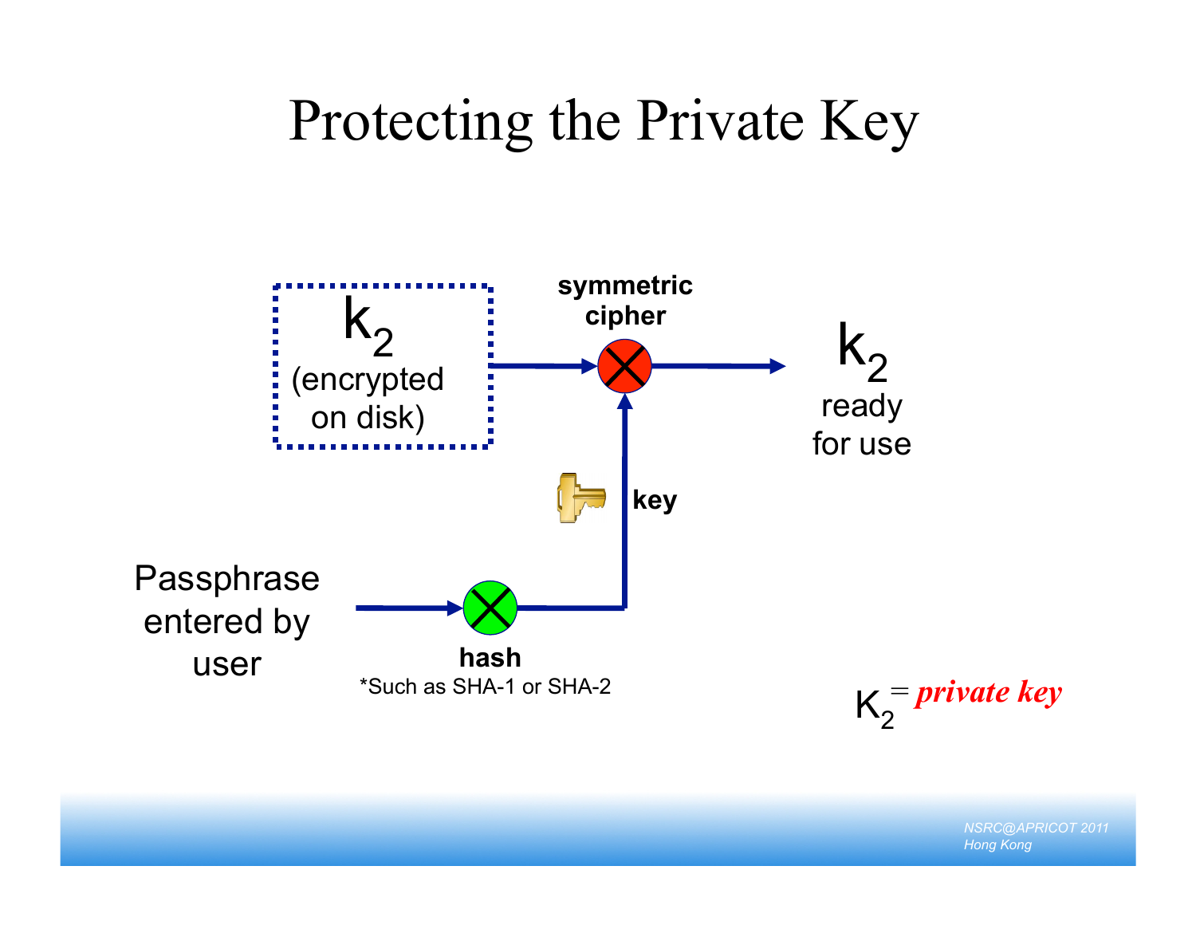# Protecting the Private Key

$k_2$ (encrypted on disk)

symmetric cipher

$k_2$ ready for use

key

Passphrase entered by user

hash

*Such as SHA-1 or SHA-2

$K_2$ = ***private key***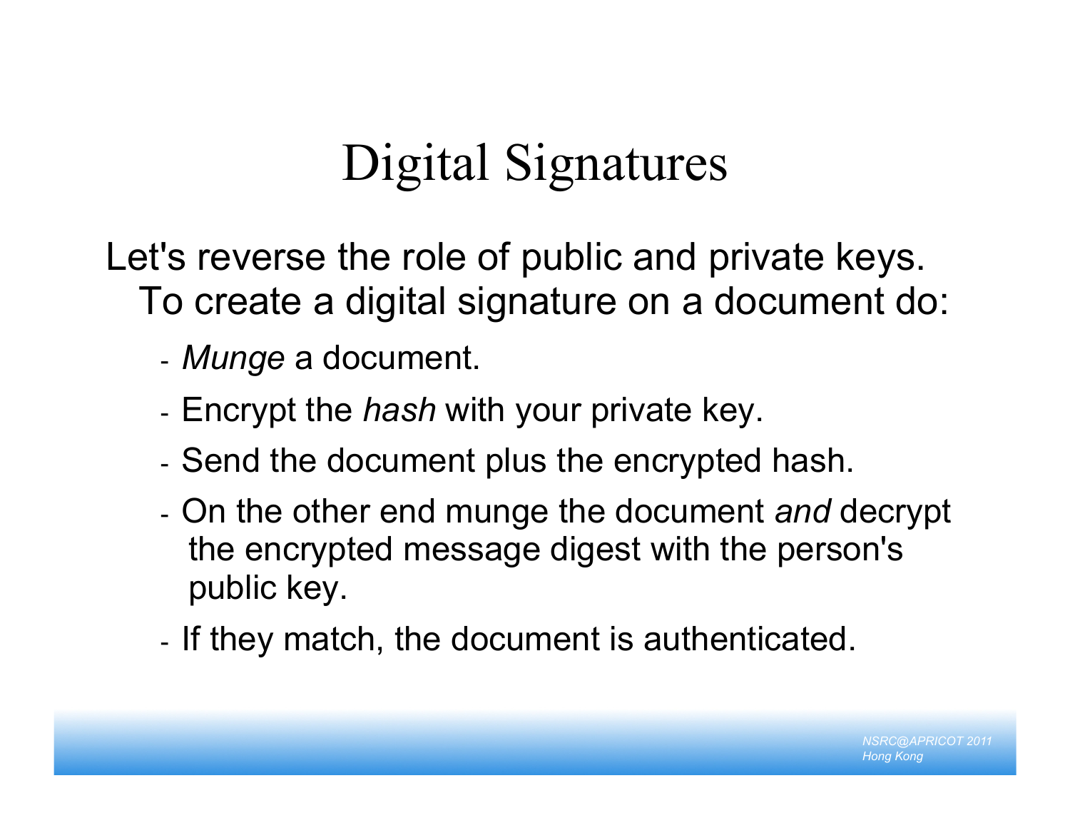# Digital Signatures

Let's reverse the role of public and private keys. To create a digital signature on a document do:

- *Munge* a document.
- Encrypt the *hash* with your private key.
- Send the document plus the encrypted hash.
- On the other end munge the document *and* decrypt the encrypted message digest with the person's public key.
- If they match, the document is authenticated.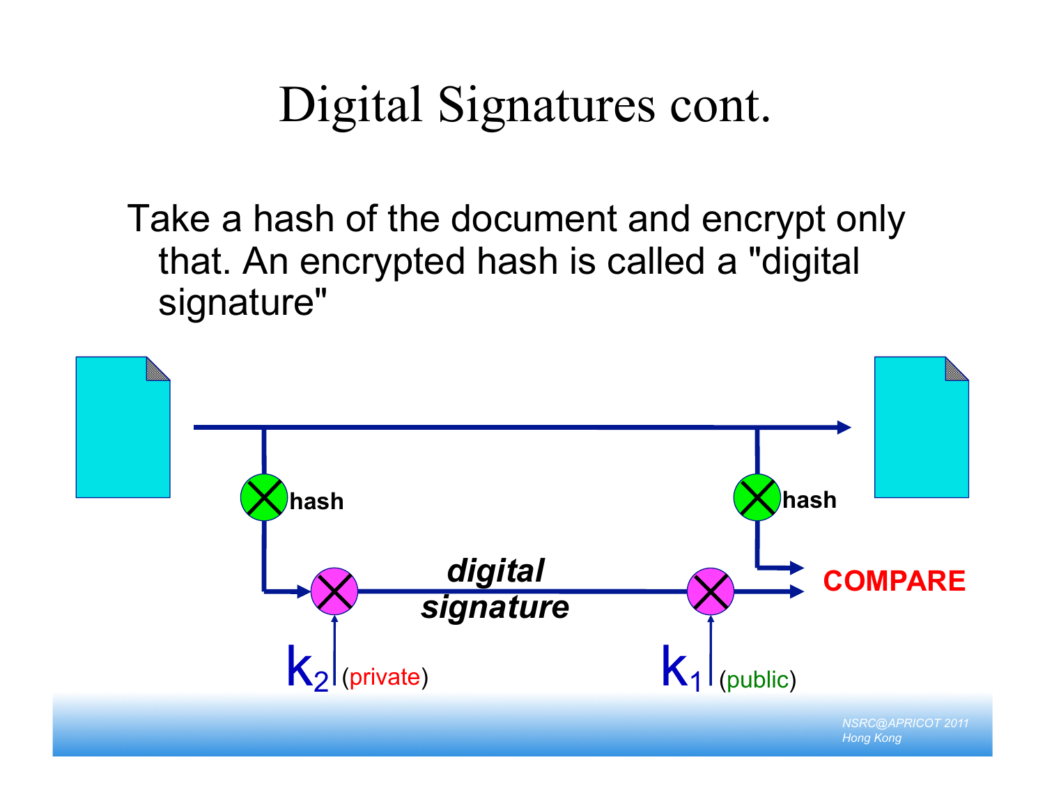# Digital Signatures cont.

Take a hash of the document and encrypt only that. An encrypted hash is called a "digital signature"

hash

hash

***digital signature***

**COMPARE**

$k_2$ (private)

$k_1$ (public)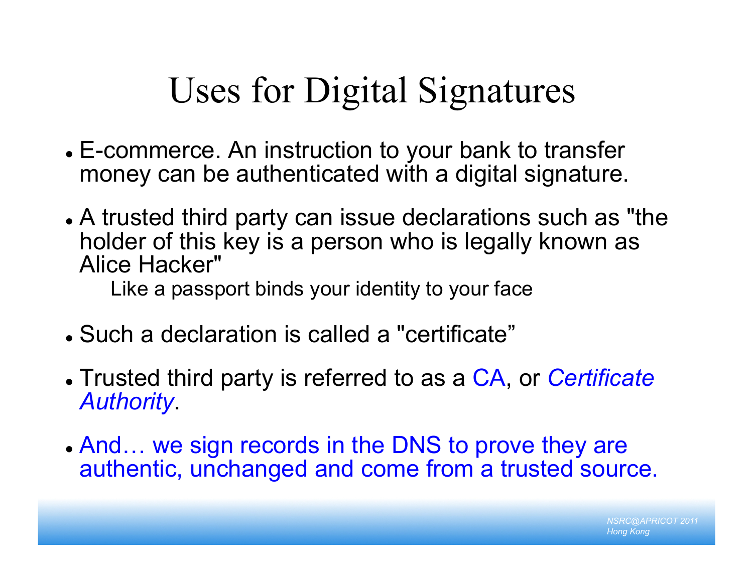# Uses for Digital Signatures

- E-commerce. An instruction to your bank to transfer money can be authenticated with a digital signature.
- A trusted third party can issue declarations such as "the holder of this key is a person who is legally known as Alice Hacker"
  - Like a passport binds your identity to your face
- Such a declaration is called a "certificate"
- Trusted third party is referred to as a CA, or *Certificate Authority*.
- And… we sign records in the DNS to prove they are authentic, unchanged and come from a trusted source.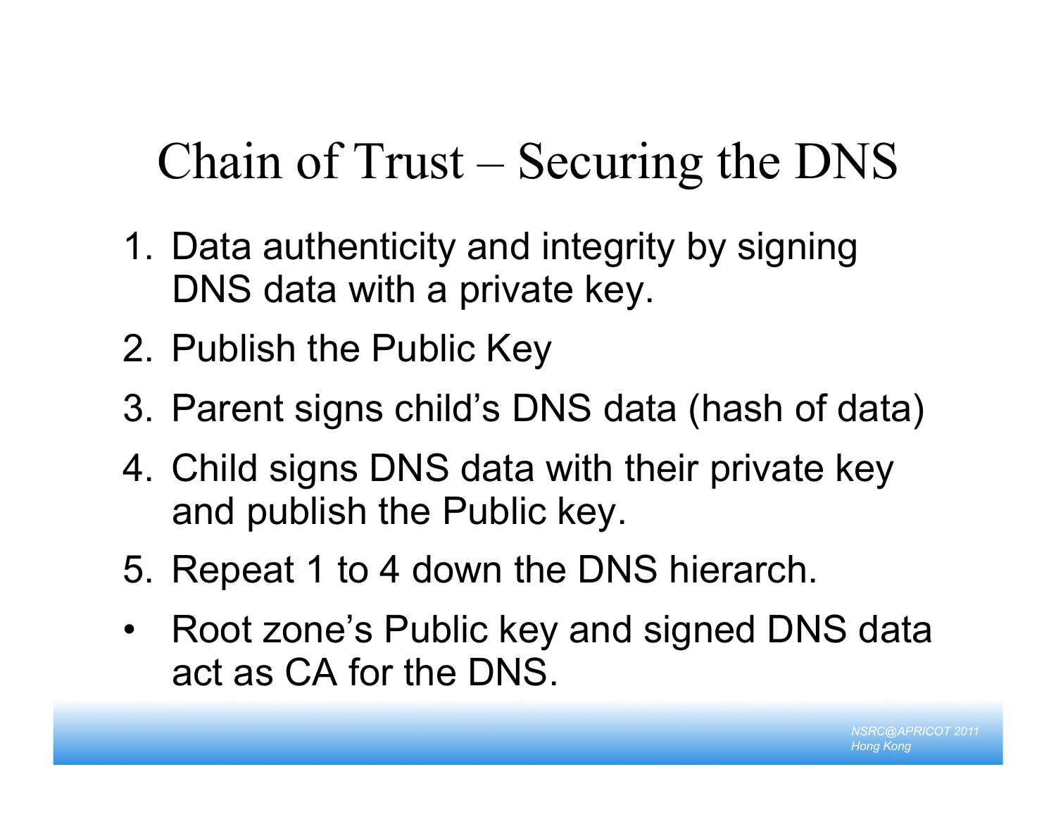# Chain of Trust – Securing the DNS

1. Data authenticity and integrity by signing DNS data with a private key.
2. Publish the Public Key
3. Parent signs child's DNS data (hash of data)
4. Child signs DNS data with their private key and publish the Public key.
5. Repeat 1 to 4 down the DNS hierarch.

- Root zone's Public key and signed DNS data act as CA for the DNS.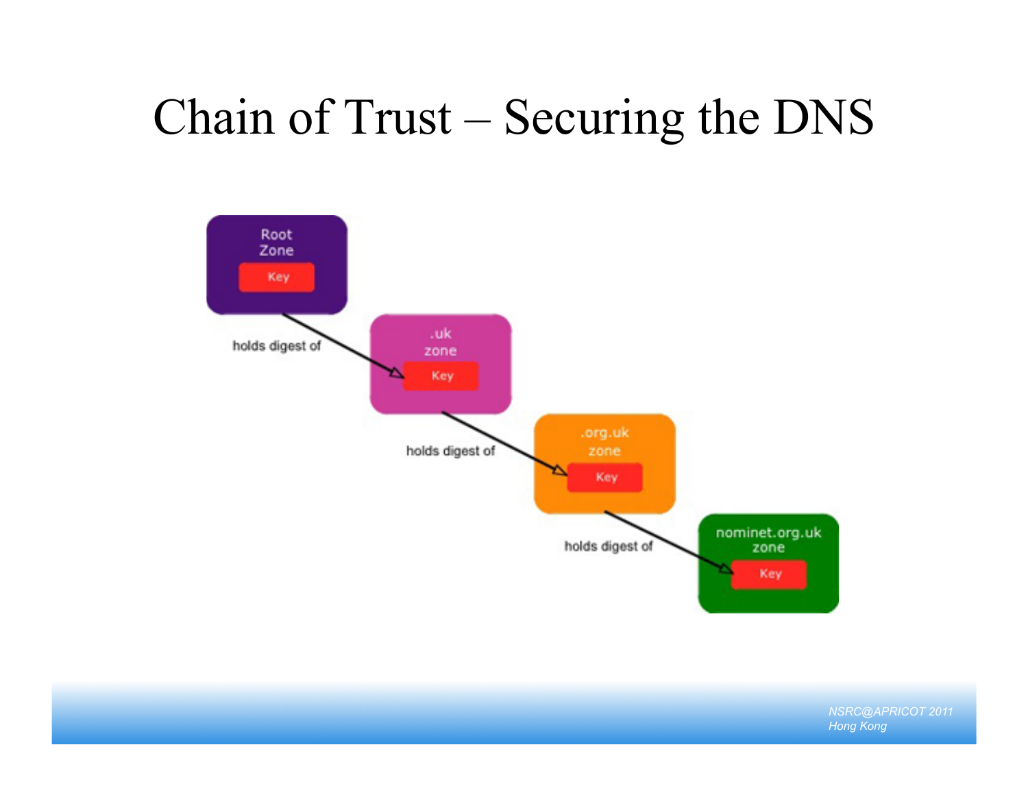# Chain of Trust – Securing the DNS

Root Zone
Key

holds digest of

.uk zone
Key

holds digest of

.org.uk zone
Key

holds digest of

nominet.org.uk zone
Key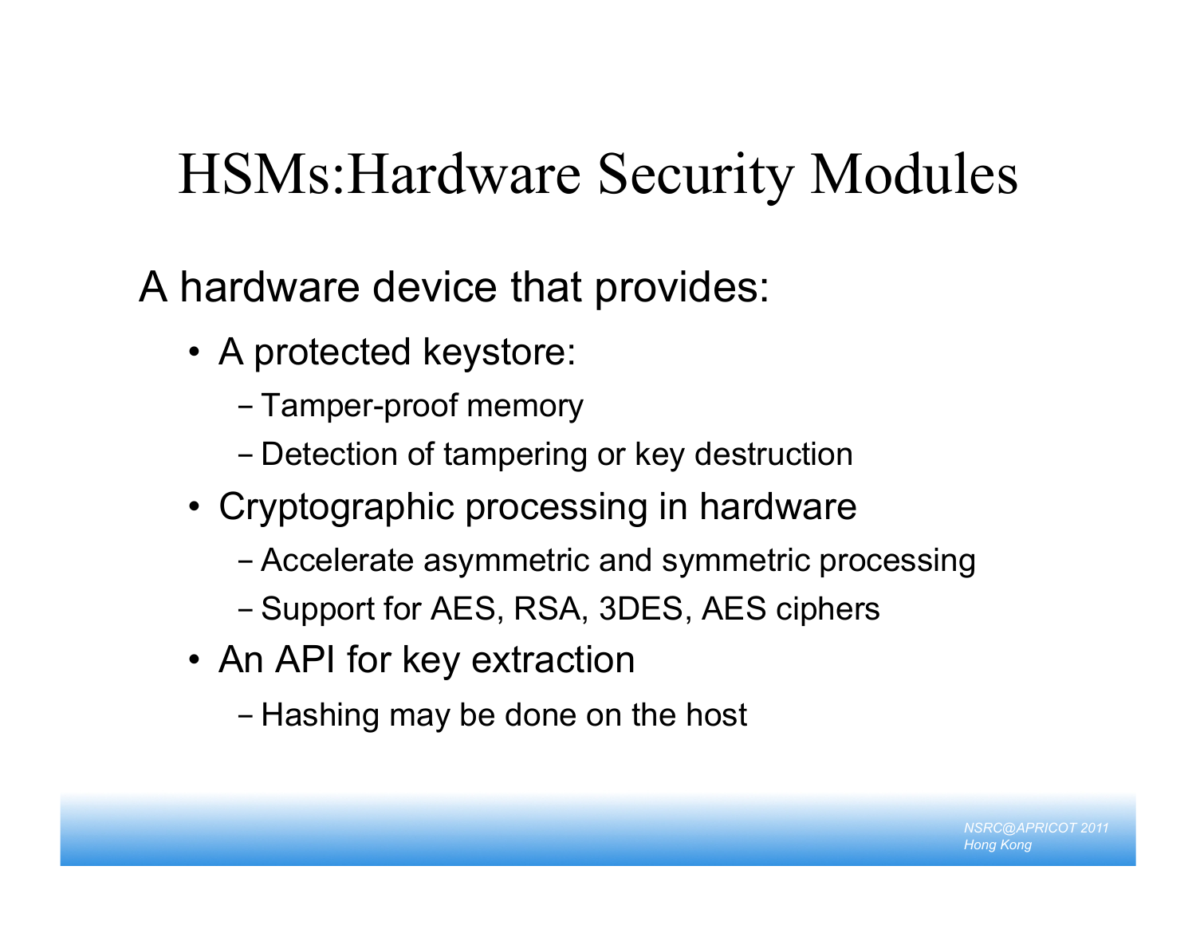# HSMs:Hardware Security Modules

A hardware device that provides:

- A protected keystore:
  - Tamper-proof memory
  - Detection of tampering or key destruction
- Cryptographic processing in hardware
  - Accelerate asymmetric and symmetric processing
  - Support for AES, RSA, 3DES, AES ciphers
- An API for key extraction
  - Hashing may be done on the host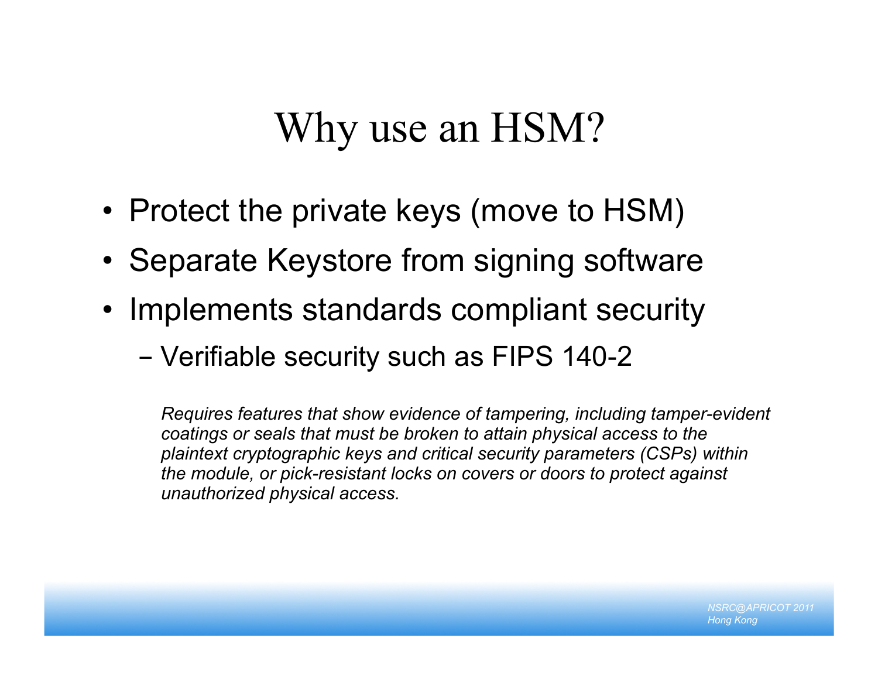# Why use an HSM?

- Protect the private keys (move to HSM)
- Separate Keystore from signing software
- Implements standards compliant security
  - Verifiable security such as FIPS 140-2

    *Requires features that show evidence of tampering, including tamper-evident coatings or seals that must be broken to attain physical access to the plaintext cryptographic keys and critical security parameters (CSPs) within the module, or pick-resistant locks on covers or doors to protect against unauthorized physical access.*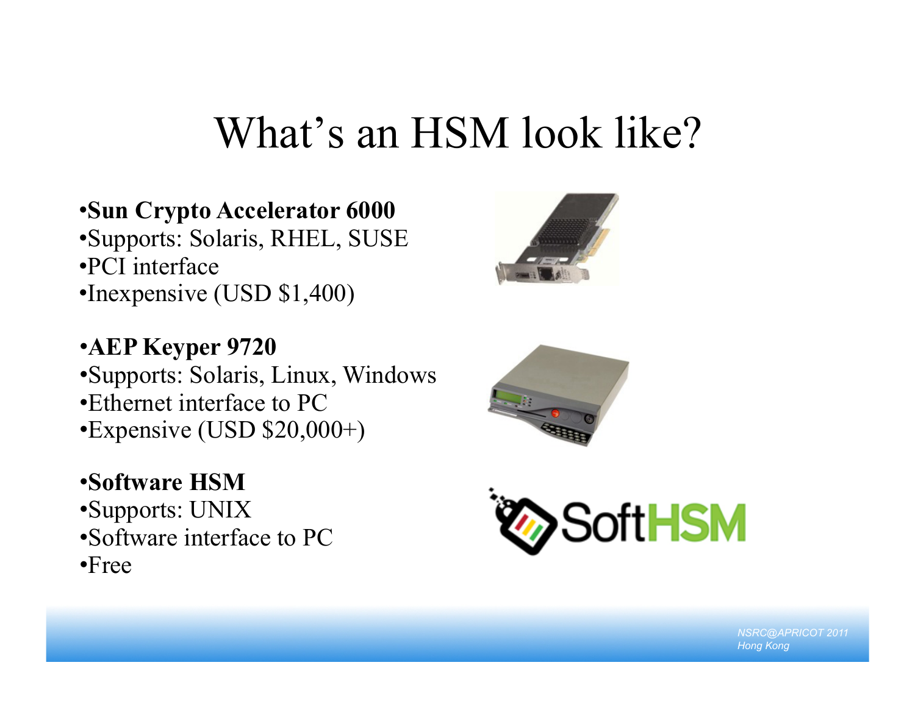# What's an HSM look like?

- **Sun Crypto Accelerator 6000**
- Supports: Solaris, RHEL, SUSE
- PCI interface
- Inexpensive (USD $1,400)

- **AEP Keyper 9720**
- Supports: Solaris, Linux, Windows
- Ethernet interface to PC
- Expensive (USD $20,000+)

- **Software HSM**
- Supports: UNIX
- Software interface to PC
- Free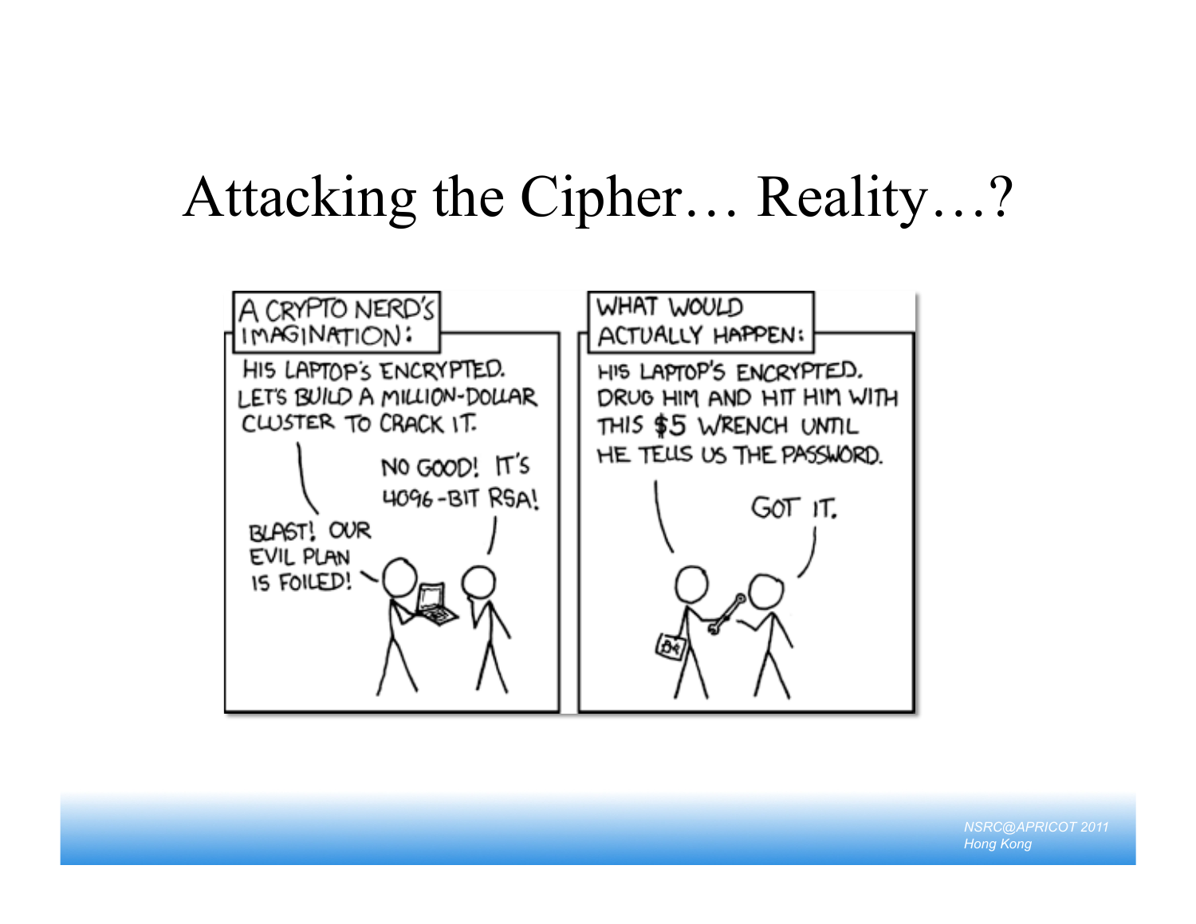# Attacking the Cipher… Reality…?

**A CRYPTO NERD'S IMAGINATION:**

HIS LAPTOP'S ENCRYPTED. LET'S BUILD A MILLION-DOLLAR CLUSTER TO CRACK IT.

NO GOOD! IT'S 4096-BIT RSA!

BLAST! OUR EVIL PLAN IS FOILED!

**WHAT WOULD ACTUALLY HAPPEN:**

HIS LAPTOP'S ENCRYPTED. DRUG HIM AND HIT HIM WITH THIS $5 WRENCH UNTIL HE TELLS US THE PASSWORD.

GOT IT.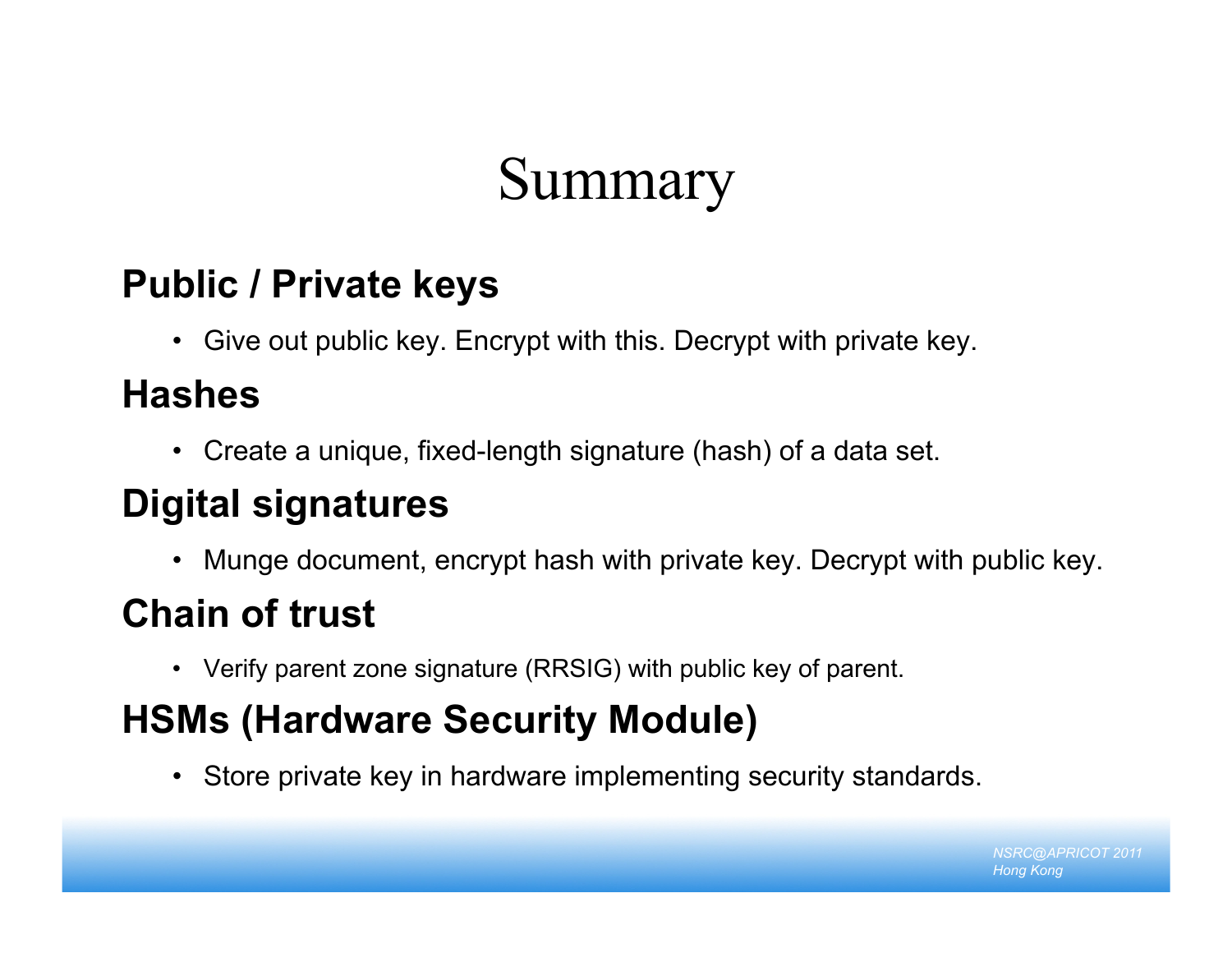# Summary

## Public / Private keys

- Give out public key. Encrypt with this. Decrypt with private key.

## Hashes

- Create a unique, fixed-length signature (hash) of a data set.

## Digital signatures

- Munge document, encrypt hash with private key. Decrypt with public key.

## Chain of trust

- Verify parent zone signature (RRSIG) with public key of parent.

## HSMs (Hardware Security Module)

- Store private key in hardware implementing security standards.